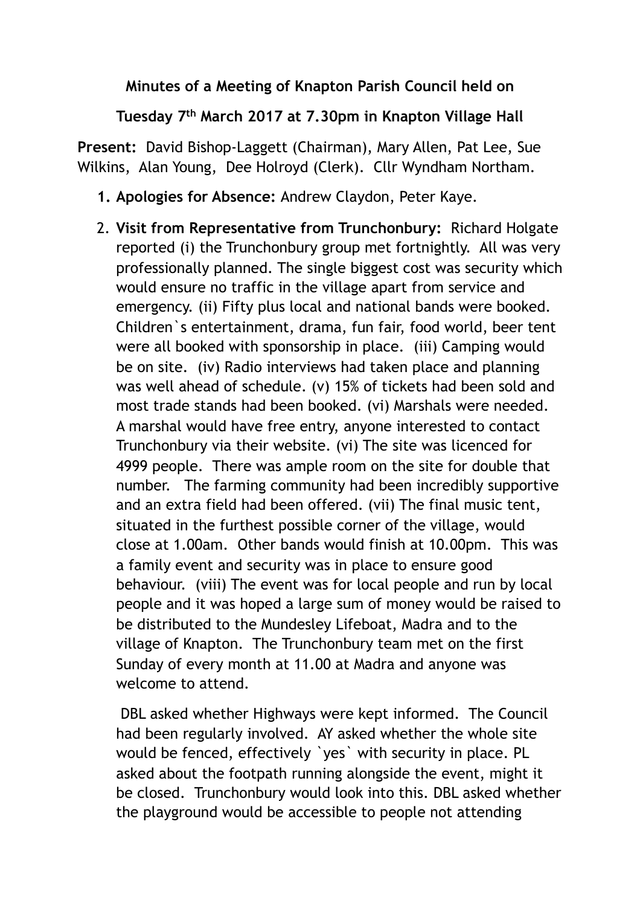**Minutes of a Meeting of Knapton Parish Council held on**

**Tuesday 7th March 2017 at 7.30pm in Knapton Village Hall**

**Present:** David Bishop-Laggett (Chairman), Mary Allen, Pat Lee, Sue Wilkins, Alan Young, Dee Holroyd (Clerk). Cllr Wyndham Northam.

1. **Apologies for Absence:** Andrew Claydon, Peter Kaye.

2. **Visit from Representative from Trunchonbury:** Richard Holgate reported (i) the Trunchonbury group met fortnightly. All was very professionally planned. The single biggest cost was security which would ensure no traffic in the village apart from service and emergency. (ii) Fifty plus local and national bands were booked. Children`s entertainment, drama, fun fair, food world, beer tent were all booked with sponsorship in place. (iii) Camping would be on site. (iv) Radio interviews had taken place and planning was well ahead of schedule. (v) 15% of tickets had been sold and most trade stands had been booked. (vi) Marshals were needed. A marshal would have free entry, anyone interested to contact Trunchonbury via their website. (vi) The site was licenced for 4999 people. There was ample room on the site for double that number. The farming community had been incredibly supportive and an extra field had been offered. (vii) The final music tent, situated in the furthest possible corner of the village, would close at 1.00am. Other bands would finish at 10.00pm. This was a family event and security was in place to ensure good behaviour. (viii) The event was for local people and run by local people and it was hoped a large sum of money would be raised to be distributed to the Mundesley Lifeboat, Madra and to the village of Knapton. The Trunchonbury team met on the first Sunday of every month at 11.00 at Madra and anyone was welcome to attend.

   DBL asked whether Highways were kept informed. The Council had been regularly involved. AY asked whether the whole site would be fenced, effectively `yes` with security in place. PL asked about the footpath running alongside the event, might it be closed. Trunchonbury would look into this. DBL asked whether the playground would be accessible to people not attending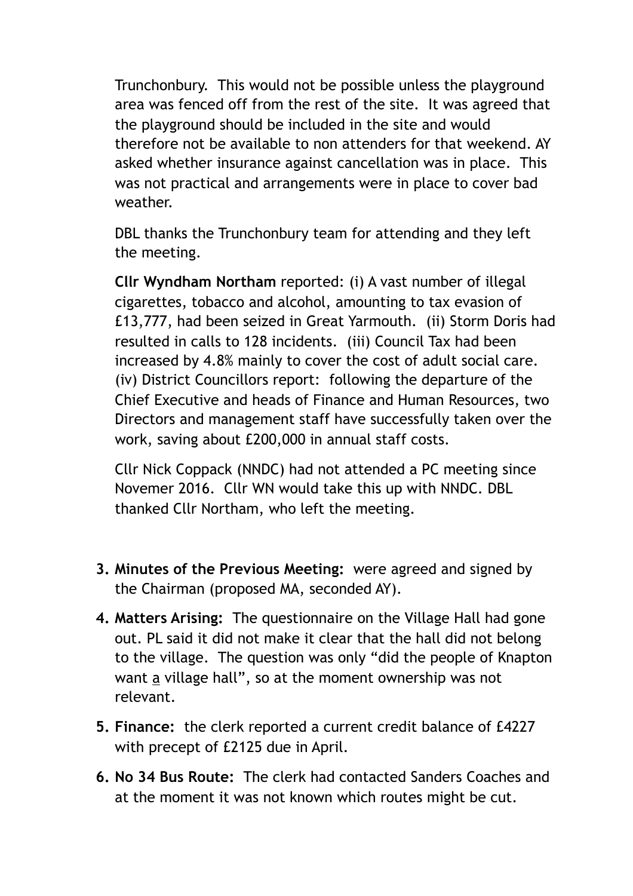Trunchonbury. This would not be possible unless the playground area was fenced off from the rest of the site. It was agreed that the playground should be included in the site and would therefore not be available to non attenders for that weekend. AY asked whether insurance against cancellation was in place. This was not practical and arrangements were in place to cover bad weather.

DBL thanks the Trunchonbury team for attending and they left the meeting.

**Cllr Wyndham Northam** reported: (i) A vast number of illegal cigarettes, tobacco and alcohol, amounting to tax evasion of £13,777, had been seized in Great Yarmouth. (ii) Storm Doris had resulted in calls to 128 incidents. (iii) Council Tax had been increased by 4.8% mainly to cover the cost of adult social care. (iv) District Councillors report: following the departure of the Chief Executive and heads of Finance and Human Resources, two Directors and management staff have successfully taken over the work, saving about £200,000 in annual staff costs.

Cllr Nick Coppack (NNDC) had not attended a PC meeting since Novemer 2016. Cllr WN would take this up with NNDC. DBL thanked Cllr Northam, who left the meeting.

3. **Minutes of the Previous Meeting:** were agreed and signed by the Chairman (proposed MA, seconded AY).
4. **Matters Arising:** The questionnaire on the Village Hall had gone out. PL said it did not make it clear that the hall did not belong to the village. The question was only "did the people of Knapton want <u>a</u> village hall", so at the moment ownership was not relevant.
5. **Finance:** the clerk reported a current credit balance of £4227 with precept of £2125 due in April.
6. **No 34 Bus Route:** The clerk had contacted Sanders Coaches and at the moment it was not known which routes might be cut.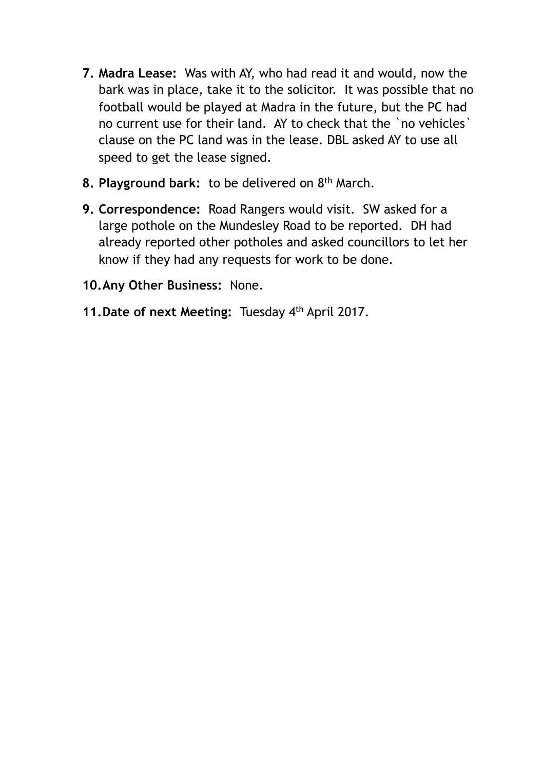7. **Madra Lease:** Was with AY, who had read it and would, now the bark was in place, take it to the solicitor. It was possible that no football would be played at Madra in the future, but the PC had no current use for their land. AY to check that the `no vehicles` clause on the PC land was in the lease. DBL asked AY to use all speed to get the lease signed.
8. **Playground bark:** to be delivered on 8th March.
9. **Correspondence:** Road Rangers would visit. SW asked for a large pothole on the Mundesley Road to be reported. DH had already reported other potholes and asked councillors to let her know if they had any requests for work to be done.
10. **Any Other Business:** None.
11. **Date of next Meeting:** Tuesday 4th April 2017.